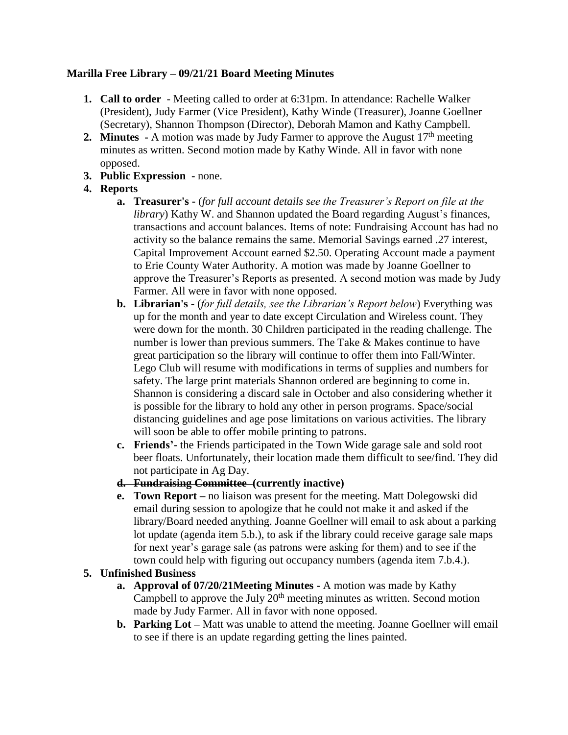**Marilla Free Library – 09/21/21 Board Meeting Minutes**

1. **Call to order** - Meeting called to order at 6:31pm. In attendance: Rachelle Walker (President), Judy Farmer (Vice President), Kathy Winde (Treasurer), Joanne Goellner (Secretary), Shannon Thompson (Director), Deborah Mamon and Kathy Campbell.
2. **Minutes** - A motion was made by Judy Farmer to approve the August 17th meeting minutes as written. Second motion made by Kathy Winde. All in favor with none opposed.
3. **Public Expression** - none.
4. **Reports**
   a. **Treasurer's** - (*for full account details see the Treasurer's Report on file at the library*) Kathy W. and Shannon updated the Board regarding August's finances, transactions and account balances. Items of note: Fundraising Account has had no activity so the balance remains the same. Memorial Savings earned .27 interest, Capital Improvement Account earned $2.50. Operating Account made a payment to Erie County Water Authority. A motion was made by Joanne Goellner to approve the Treasurer's Reports as presented. A second motion was made by Judy Farmer. All were in favor with none opposed.
   b. **Librarian's** - (*for full details, see the Librarian's Report below*) Everything was up for the month and year to date except Circulation and Wireless count. They were down for the month. 30 Children participated in the reading challenge. The number is lower than previous summers. The Take & Makes continue to have great participation so the library will continue to offer them into Fall/Winter. Lego Club will resume with modifications in terms of supplies and numbers for safety. The large print materials Shannon ordered are beginning to come in. Shannon is considering a discard sale in October and also considering whether it is possible for the library to hold any other in person programs. Space/social distancing guidelines and age pose limitations on various activities. The library will soon be able to offer mobile printing to patrons.
   c. **Friends'**- the Friends participated in the Town Wide garage sale and sold root beer floats. Unfortunately, their location made them difficult to see/find. They did not participate in Ag Day.
   d. ~~**Fundraising Committee**~~ **(currently inactive)**
   e. **Town Report** – no liaison was present for the meeting. Matt Dolegowski did email during session to apologize that he could not make it and asked if the library/Board needed anything. Joanne Goellner will email to ask about a parking lot update (agenda item 5.b.), to ask if the library could receive garage sale maps for next year's garage sale (as patrons were asking for them) and to see if the town could help with figuring out occupancy numbers (agenda item 7.b.4.).
5. **Unfinished Business**
   a. **Approval of 07/20/21Meeting Minutes** - A motion was made by Kathy Campbell to approve the July 20th meeting minutes as written. Second motion made by Judy Farmer. All in favor with none opposed.
   b. **Parking Lot** – Matt was unable to attend the meeting. Joanne Goellner will email to see if there is an update regarding getting the lines painted.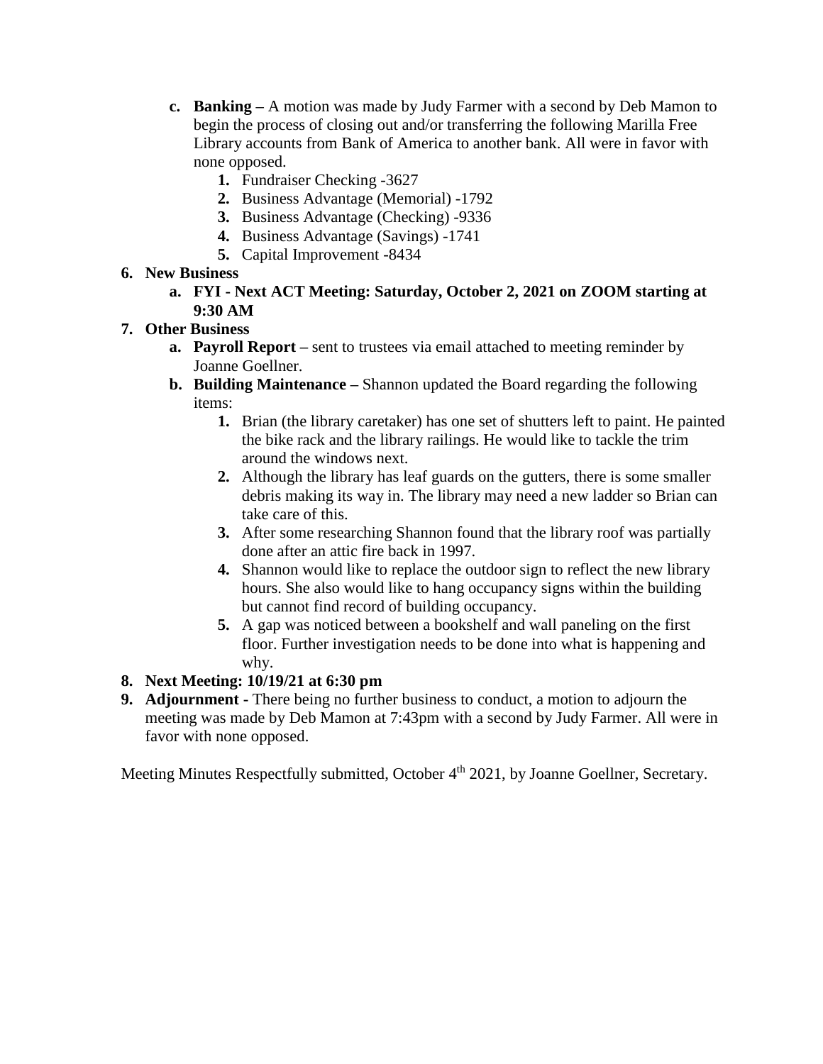c. **Banking –** A motion was made by Judy Farmer with a second by Deb Mamon to begin the process of closing out and/or transferring the following Marilla Free Library accounts from Bank of America to another bank. All were in favor with none opposed.
    1. Fundraiser Checking -3627
    2. Business Advantage (Memorial) -1792
    3. Business Advantage (Checking) -9336
    4. Business Advantage (Savings) -1741
    5. Capital Improvement -8434

6. **New Business**
    a. **FYI - Next ACT Meeting: Saturday, October 2, 2021 on ZOOM starting at 9:30 AM**

7. **Other Business**
    a. **Payroll Report –** sent to trustees via email attached to meeting reminder by Joanne Goellner.
    b. **Building Maintenance –** Shannon updated the Board regarding the following items:
        1. Brian (the library caretaker) has one set of shutters left to paint. He painted the bike rack and the library railings. He would like to tackle the trim around the windows next.
        2. Although the library has leaf guards on the gutters, there is some smaller debris making its way in. The library may need a new ladder so Brian can take care of this.
        3. After some researching Shannon found that the library roof was partially done after an attic fire back in 1997.
        4. Shannon would like to replace the outdoor sign to reflect the new library hours. She also would like to hang occupancy signs within the building but cannot find record of building occupancy.
        5. A gap was noticed between a bookshelf and wall paneling on the first floor. Further investigation needs to be done into what is happening and why.

8. **Next Meeting: 10/19/21 at 6:30 pm**

9. **Adjournment -** There being no further business to conduct, a motion to adjourn the meeting was made by Deb Mamon at 7:43pm with a second by Judy Farmer. All were in favor with none opposed.

Meeting Minutes Respectfully submitted, October 4th 2021, by Joanne Goellner, Secretary.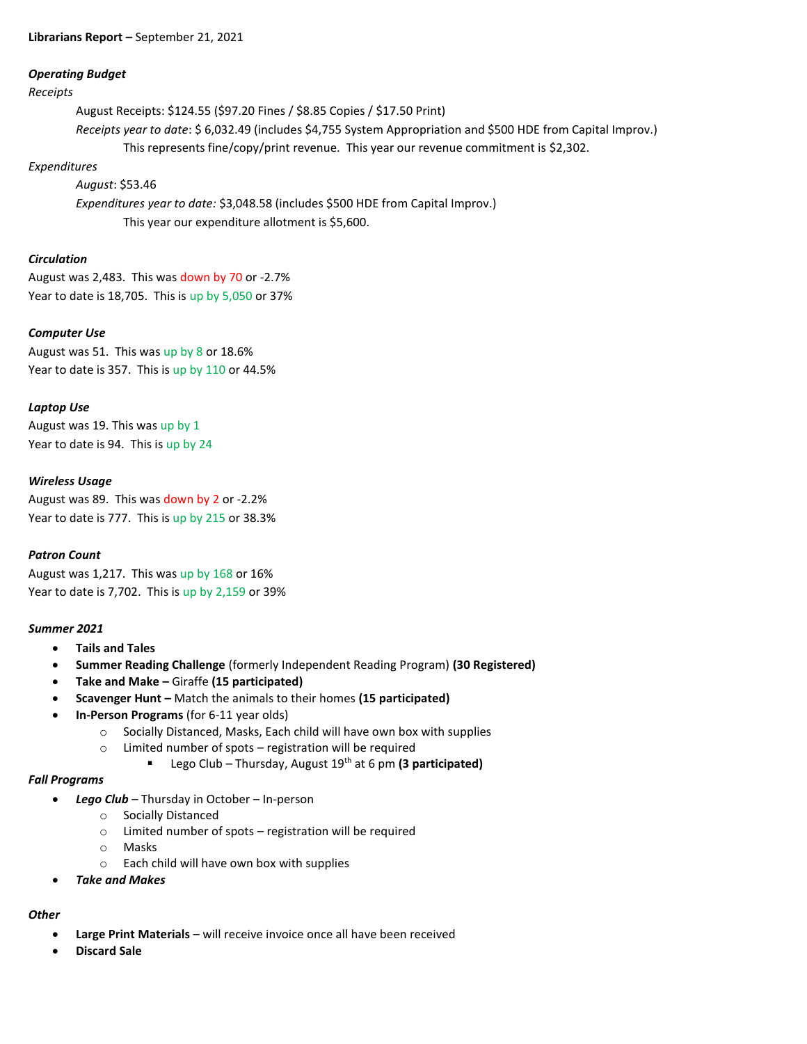**Librarians Report –** September 21, 2021

***Operating Budget***

*Receipts*

August Receipts: $124.55 ($97.20 Fines / $8.85 Copies / $17.50 Print)

*Receipts year to date*: $ 6,032.49 (includes $4,755 System Appropriation and $500 HDE from Capital Improv.)

This represents fine/copy/print revenue. This year our revenue commitment is $2,302.

*Expenditures*

*August*: $53.46

*Expenditures year to date:* $3,048.58 (includes $500 HDE from Capital Improv.)

This year our expenditure allotment is $5,600.

***Circulation***

August was 2,483. This was down by 70 or -2.7%

Year to date is 18,705. This is up by 5,050 or 37%

***Computer Use***

August was 51. This was up by 8 or 18.6%

Year to date is 357. This is up by 110 or 44.5%

***Laptop Use***

August was 19. This was up by 1

Year to date is 94. This is up by 24

***Wireless Usage***

August was 89. This was down by 2 or -2.2%

Year to date is 777. This is up by 215 or 38.3%

***Patron Count***

August was 1,217. This was up by 168 or 16%

Year to date is 7,702. This is up by 2,159 or 39%

***Summer 2021***

- **Tails and Tales**
- **Summer Reading Challenge** (formerly Independent Reading Program) **(30 Registered)**
- **Take and Make –** Giraffe **(15 participated)**
- **Scavenger Hunt –** Match the animals to their homes **(15 participated)**
- **In-Person Programs** (for 6-11 year olds)
  - Socially Distanced, Masks, Each child will have own box with supplies
  - Limited number of spots – registration will be required
    - Lego Club – Thursday, August 19th at 6 pm **(3 participated)**

***Fall Programs***

- ***Lego Club*** – Thursday in October – In-person
  - Socially Distanced
  - Limited number of spots – registration will be required
  - Masks
  - Each child will have own box with supplies
- ***Take and Makes***

***Other***

- **Large Print Materials** – will receive invoice once all have been received
- **Discard Sale**